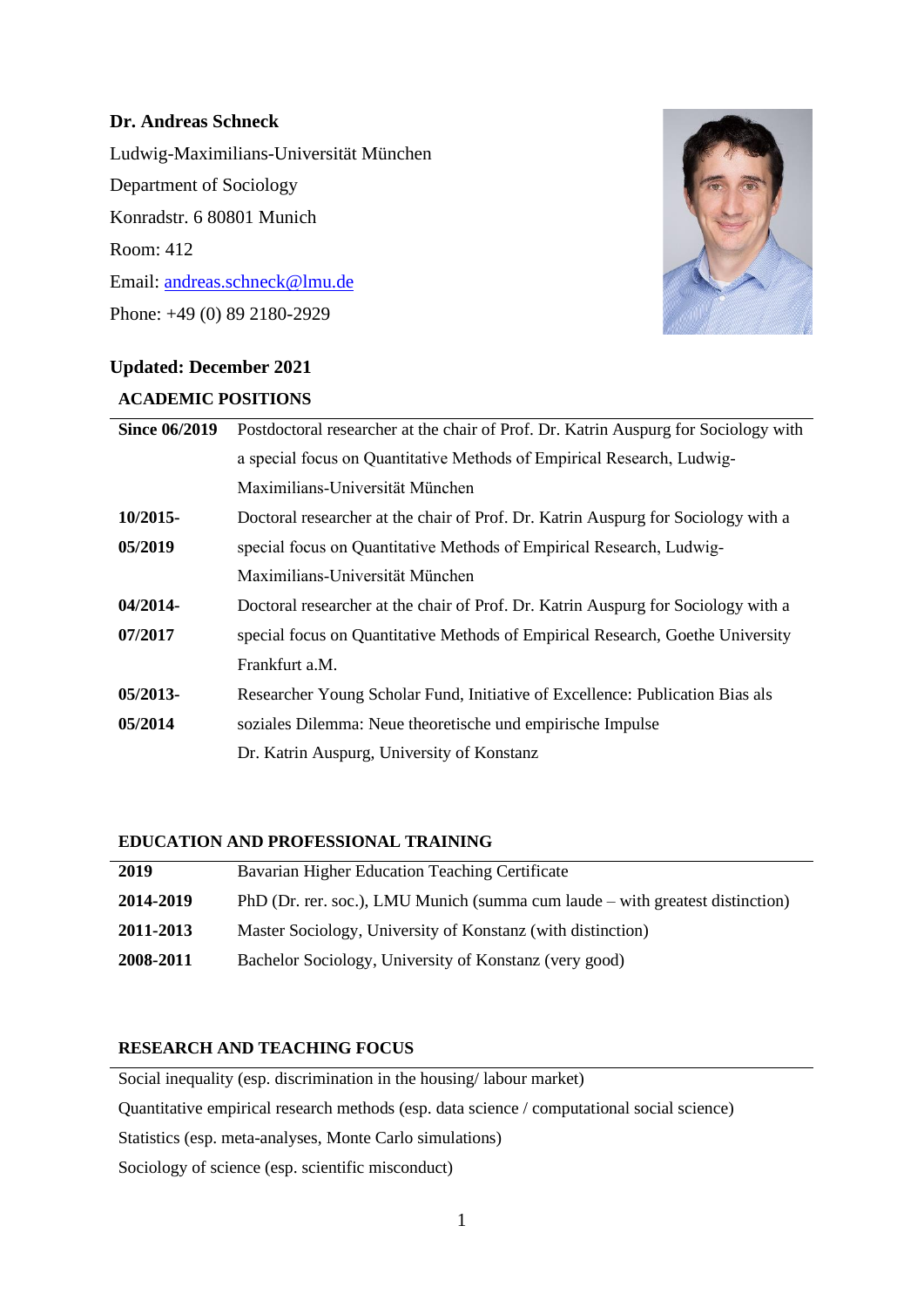**Dr. Andreas Schneck**

Ludwig-Maximilians-Universität München

Department of Sociology

Konradstr. 6 80801 Munich

Room: 412

Email: [andreas.schneck@lmu.de](mailto:andreas.schneck@lmu.de)

Phone: +49 (0) 89 2180-2929

**Updated: December 2021**

## ACADEMIC POSITIONS

| | |
|---|---|
| **Since 06/2019** | Postdoctoral researcher at the chair of Prof. Dr. Katrin Auspurg for Sociology with a special focus on Quantitative Methods of Empirical Research, Ludwig-Maximilians-Universität München |
| **10/2015-05/2019** | Doctoral researcher at the chair of Prof. Dr. Katrin Auspurg for Sociology with a special focus on Quantitative Methods of Empirical Research, Ludwig-Maximilians-Universität München |
| **04/2014-07/2017** | Doctoral researcher at the chair of Prof. Dr. Katrin Auspurg for Sociology with a special focus on Quantitative Methods of Empirical Research, Goethe University Frankfurt a.M. |
| **05/2013-05/2014** | Researcher Young Scholar Fund, Initiative of Excellence: Publication Bias als soziales Dilemma: Neue theoretische und empirische Impulse<br>Dr. Katrin Auspurg, University of Konstanz |

## EDUCATION AND PROFESSIONAL TRAINING

| | |
|---|---|
| **2019** | Bavarian Higher Education Teaching Certificate |
| **2014-2019** | PhD (Dr. rer. soc.), LMU Munich (summa cum laude – with greatest distinction) |
| **2011-2013** | Master Sociology, University of Konstanz (with distinction) |
| **2008-2011** | Bachelor Sociology, University of Konstanz (very good) |

## RESEARCH AND TEACHING FOCUS

Social inequality (esp. discrimination in the housing/ labour market)

Quantitative empirical research methods (esp. data science / computational social science)

Statistics (esp. meta-analyses, Monte Carlo simulations)

Sociology of science (esp. scientific misconduct)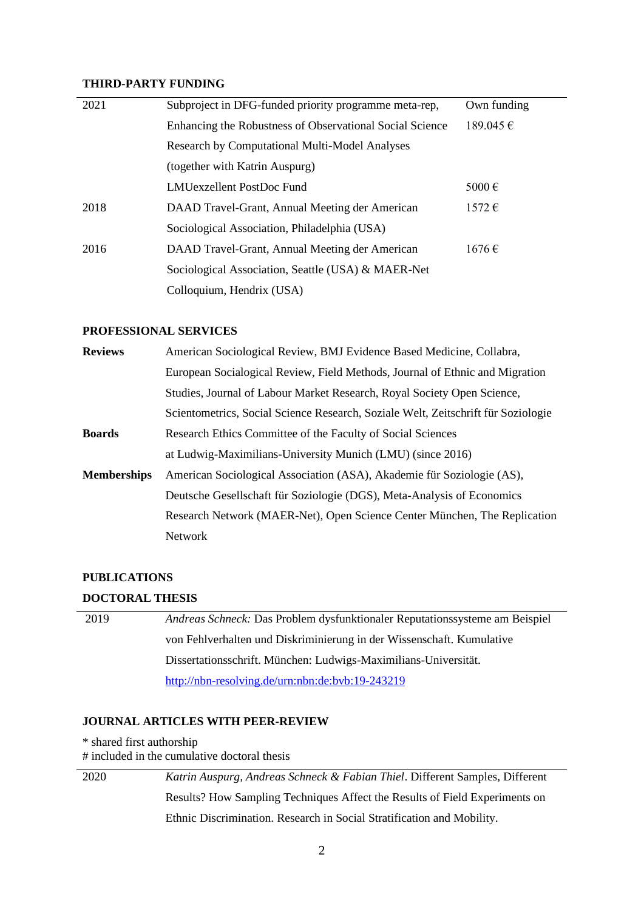## THIRD-PARTY FUNDING

| | | |
|---|---|---|
| 2021 | Subproject in DFG-funded priority programme meta-rep, Enhancing the Robustness of Observational Social Science Research by Computational Multi-Model Analyses (together with Katrin Auspurg) | Own funding 189.045 € |
| | LMUexzellent PostDoc Fund | 5000 € |
| 2018 | DAAD Travel-Grant, Annual Meeting der American Sociological Association, Philadelphia (USA) | 1572 € |
| 2016 | DAAD Travel-Grant, Annual Meeting der American Sociological Association, Seattle (USA) & MAER-Net Colloquium, Hendrix (USA) | 1676 € |

## PROFESSIONAL SERVICES

**Reviews** American Sociological Review, BMJ Evidence Based Medicine, Collabra, European Socialogical Review, Field Methods, Journal of Ethnic and Migration Studies, Journal of Labour Market Research, Royal Society Open Science, Scientometrics, Social Science Research, Soziale Welt, Zeitschrift für Soziologie

**Boards** Research Ethics Committee of the Faculty of Social Sciences at Ludwig-Maximilians-University Munich (LMU) (since 2016)

**Memberships** American Sociological Association (ASA), Akademie für Soziologie (AS), Deutsche Gesellschaft für Soziologie (DGS), Meta-Analysis of Economics Research Network (MAER-Net), Open Science Center München, The Replication Network

## PUBLICATIONS

### DOCTORAL THESIS

| | |
|---|---|
| 2019 | *Andreas Schneck:* Das Problem dysfunktionaler Reputationssysteme am Beispiel von Fehlverhalten und Diskriminierung in der Wissenschaft. Kumulative Dissertationsschrift. München: Ludwigs-Maximilians-Universität. [http://nbn-resolving.de/urn:nbn:de:bvb:19-243219](http://nbn-resolving.de/urn:nbn:de:bvb:19-243219) |

### JOURNAL ARTICLES WITH PEER-REVIEW

\* shared first authorship
# included in the cumulative doctoral thesis

| | |
|---|---|
| 2020 | *Katrin Auspurg, Andreas Schneck & Fabian Thiel*. Different Samples, Different Results? How Sampling Techniques Affect the Results of Field Experiments on Ethnic Discrimination. Research in Social Stratification and Mobility. |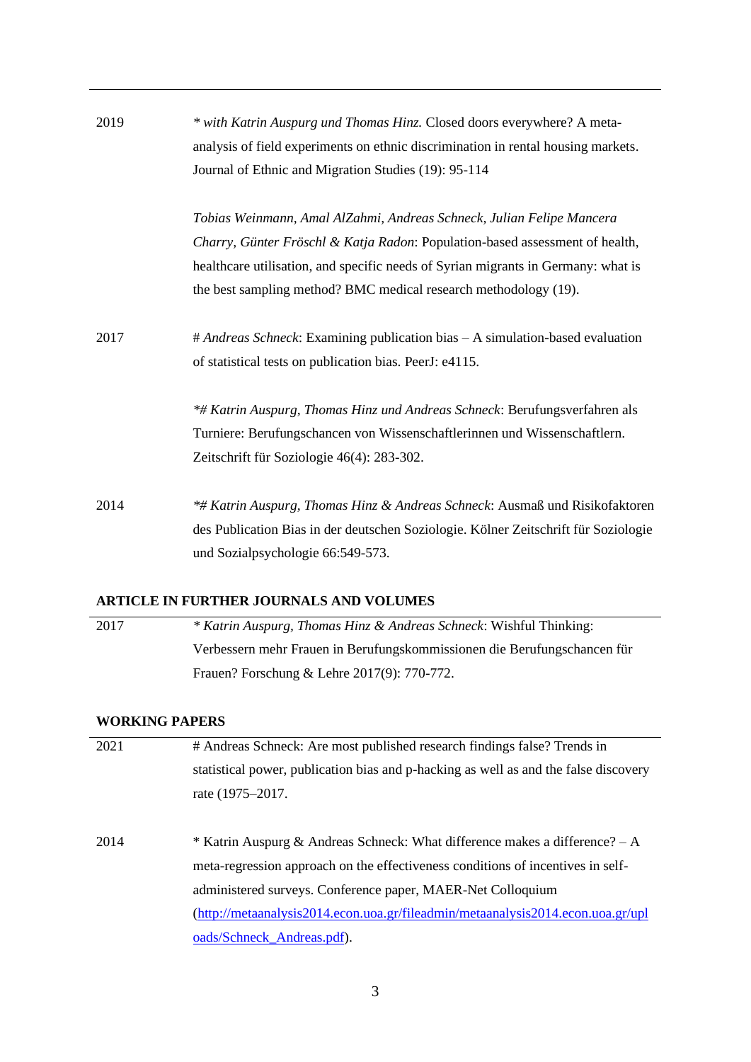| | |
|---|---|
| 2019 | *\* with Katrin Auspurg und Thomas Hinz.* Closed doors everywhere? A meta-analysis of field experiments on ethnic discrimination in rental housing markets. Journal of Ethnic and Migration Studies (19): 95-114 |
| | *Tobias Weinmann, Amal AlZahmi, Andreas Schneck, Julian Felipe Mancera Charry, Günter Fröschl & Katja Radon*: Population-based assessment of health, healthcare utilisation, and specific needs of Syrian migrants in Germany: what is the best sampling method? BMC medical research methodology (19). |
| 2017 | # *Andreas Schneck*: Examining publication bias – A simulation-based evaluation of statistical tests on publication bias. PeerJ: e4115. |
| | *\*# Katrin Auspurg, Thomas Hinz und Andreas Schneck*: Berufungsverfahren als Turniere: Berufungschancen von Wissenschaftlerinnen und Wissenschaftlern. Zeitschrift für Soziologie 46(4): 283-302. |
| 2014 | *\*# Katrin Auspurg, Thomas Hinz & Andreas Schneck*: Ausmaß und Risikofaktoren des Publication Bias in der deutschen Soziologie. Kölner Zeitschrift für Soziologie und Sozialpsychologie 66:549-573. |

**ARTICLE IN FURTHER JOURNALS AND VOLUMES**

| | |
|---|---|
| 2017 | *\* Katrin Auspurg, Thomas Hinz & Andreas Schneck*: Wishful Thinking: Verbessern mehr Frauen in Berufungskommissionen die Berufungschancen für Frauen? Forschung & Lehre 2017(9): 770-772. |

**WORKING PAPERS**

| | |
|---|---|
| 2021 | # Andreas Schneck: Are most published research findings false? Trends in statistical power, publication bias and p-hacking as well as and the false discovery rate (1975–2017. |
| 2014 | * Katrin Auspurg & Andreas Schneck: What difference makes a difference? – A meta-regression approach on the effectiveness conditions of incentives in self-administered surveys. Conference paper, MAER-Net Colloquium (http://metaanalysis2014.econ.uoa.gr/fileadmin/metaanalysis2014.econ.uoa.gr/uploads/Schneck_Andreas.pdf). |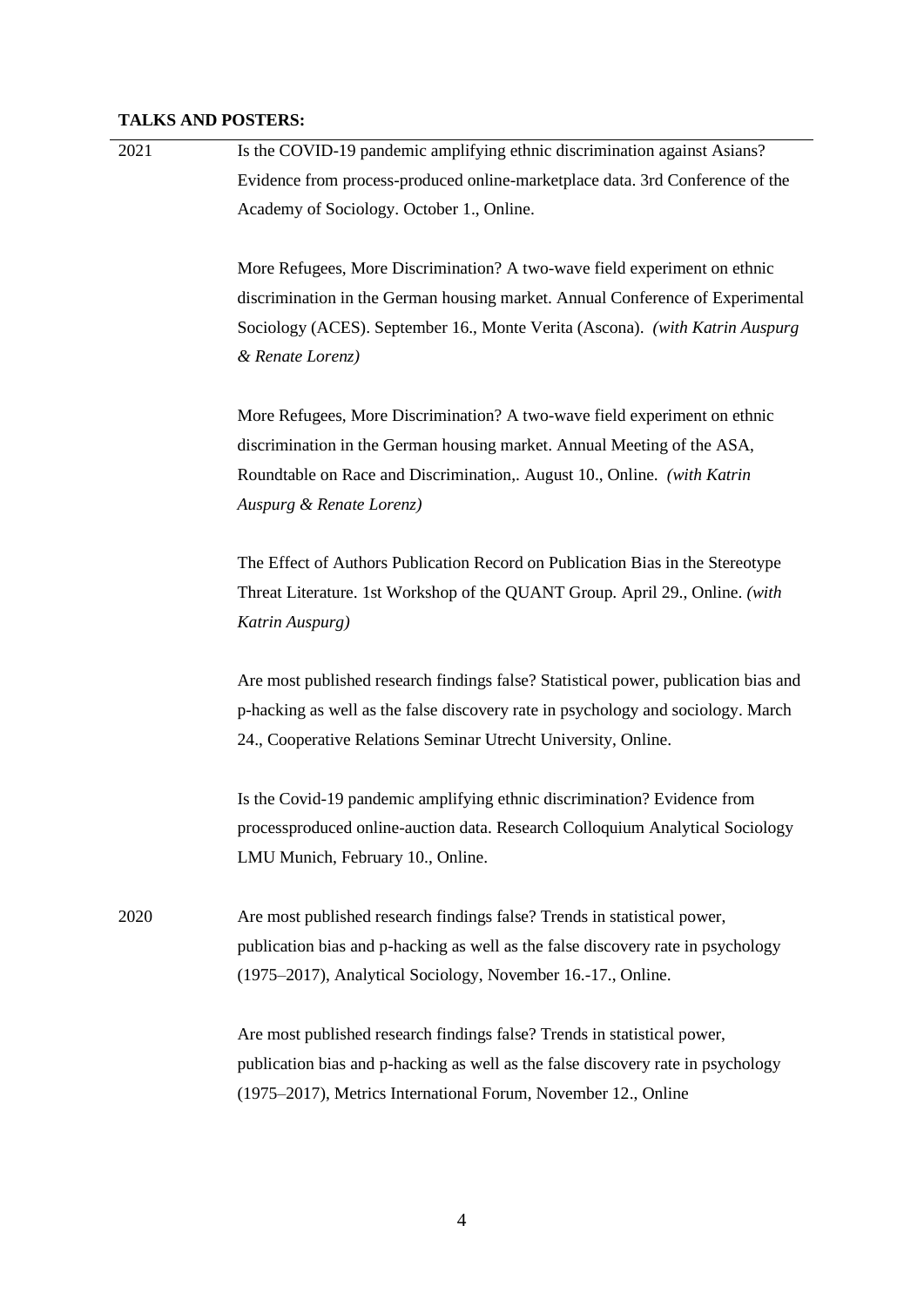**TALKS AND POSTERS:**

2021

Is the COVID-19 pandemic amplifying ethnic discrimination against Asians? Evidence from process-produced online-marketplace data. 3rd Conference of the Academy of Sociology. October 1., Online.

More Refugees, More Discrimination? A two-wave field experiment on ethnic discrimination in the German housing market. Annual Conference of Experimental Sociology (ACES). September 16., Monte Verita (Ascona). *(with Katrin Auspurg & Renate Lorenz)*

More Refugees, More Discrimination? A two-wave field experiment on ethnic discrimination in the German housing market. Annual Meeting of the ASA, Roundtable on Race and Discrimination,. August 10., Online. *(with Katrin Auspurg & Renate Lorenz)*

The Effect of Authors Publication Record on Publication Bias in the Stereotype Threat Literature. 1st Workshop of the QUANT Group. April 29., Online. *(with Katrin Auspurg)*

Are most published research findings false? Statistical power, publication bias and p-hacking as well as the false discovery rate in psychology and sociology. March 24., Cooperative Relations Seminar Utrecht University, Online.

Is the Covid-19 pandemic amplifying ethnic discrimination? Evidence from processproduced online-auction data. Research Colloquium Analytical Sociology LMU Munich, February 10., Online.

2020

Are most published research findings false? Trends in statistical power, publication bias and p-hacking as well as the false discovery rate in psychology (1975–2017), Analytical Sociology, November 16.-17., Online.

Are most published research findings false? Trends in statistical power, publication bias and p-hacking as well as the false discovery rate in psychology (1975–2017), Metrics International Forum, November 12., Online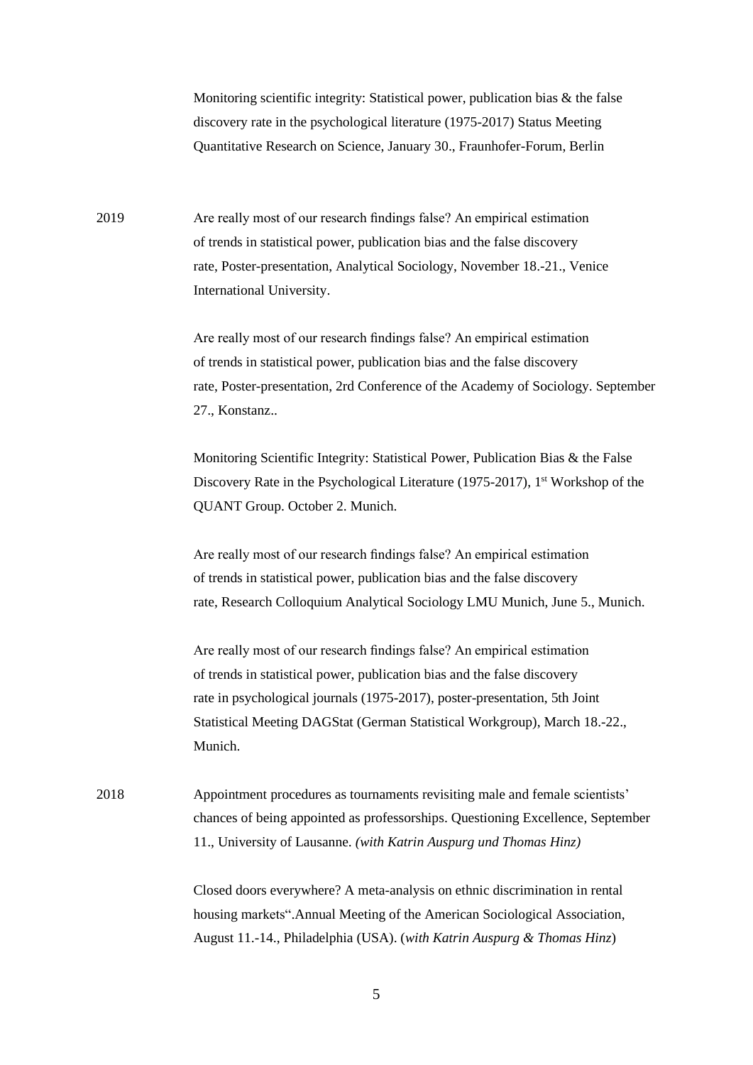Monitoring scientific integrity: Statistical power, publication bias & the false discovery rate in the psychological literature (1975-2017) Status Meeting Quantitative Research on Science, January 30., Fraunhofer-Forum, Berlin

2019 Are really most of our research findings false? An empirical estimation of trends in statistical power, publication bias and the false discovery rate, Poster-presentation, Analytical Sociology, November 18.-21., Venice International University.

Are really most of our research findings false? An empirical estimation of trends in statistical power, publication bias and the false discovery rate, Poster-presentation, 2rd Conference of the Academy of Sociology. September 27., Konstanz..

Monitoring Scientific Integrity: Statistical Power, Publication Bias & the False Discovery Rate in the Psychological Literature (1975-2017), 1st Workshop of the QUANT Group. October 2. Munich.

Are really most of our research findings false? An empirical estimation of trends in statistical power, publication bias and the false discovery rate, Research Colloquium Analytical Sociology LMU Munich, June 5., Munich.

Are really most of our research findings false? An empirical estimation of trends in statistical power, publication bias and the false discovery rate in psychological journals (1975-2017), poster-presentation, 5th Joint Statistical Meeting DAGStat (German Statistical Workgroup), March 18.-22., Munich.

2018 Appointment procedures as tournaments revisiting male and female scientists' chances of being appointed as professorships. Questioning Excellence, September 11., University of Lausanne. *(with Katrin Auspurg und Thomas Hinz)*

Closed doors everywhere? A meta-analysis on ethnic discrimination in rental housing markets".Annual Meeting of the American Sociological Association, August 11.-14., Philadelphia (USA). (*with Katrin Auspurg & Thomas Hinz*)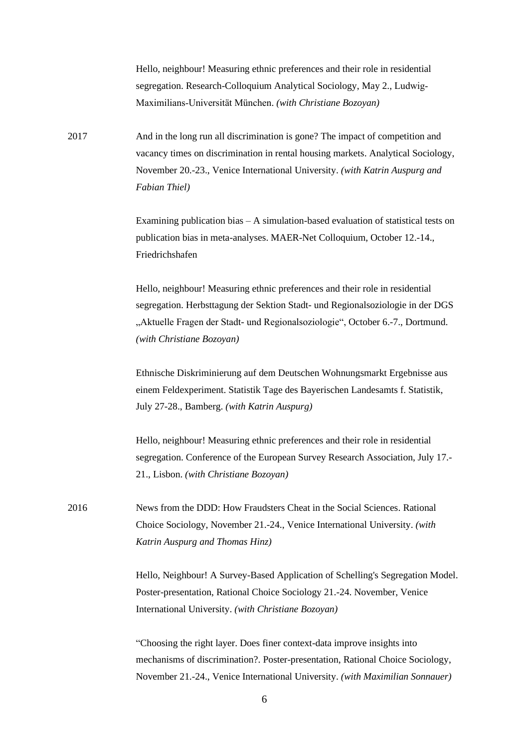Hello, neighbour! Measuring ethnic preferences and their role in residential segregation. Research-Colloquium Analytical Sociology, May 2., Ludwig-Maximilians-Universität München. *(with Christiane Bozoyan)*

2017 And in the long run all discrimination is gone? The impact of competition and vacancy times on discrimination in rental housing markets. Analytical Sociology, November 20.-23., Venice International University. *(with Katrin Auspurg and Fabian Thiel)*

Examining publication bias – A simulation-based evaluation of statistical tests on publication bias in meta-analyses. MAER-Net Colloquium, October 12.-14., Friedrichshafen

Hello, neighbour! Measuring ethnic preferences and their role in residential segregation. Herbsttagung der Sektion Stadt- und Regionalsoziologie in der DGS „Aktuelle Fragen der Stadt- und Regionalsoziologie", October 6.-7., Dortmund. *(with Christiane Bozoyan)*

Ethnische Diskriminierung auf dem Deutschen Wohnungsmarkt Ergebnisse aus einem Feldexperiment. Statistik Tage des Bayerischen Landesamts f. Statistik, July 27-28., Bamberg. *(with Katrin Auspurg)*

Hello, neighbour! Measuring ethnic preferences and their role in residential segregation. Conference of the European Survey Research Association, July 17.-21., Lisbon. *(with Christiane Bozoyan)*

2016 News from the DDD: How Fraudsters Cheat in the Social Sciences. Rational Choice Sociology, November 21.-24., Venice International University. *(with Katrin Auspurg and Thomas Hinz)*

Hello, Neighbour! A Survey-Based Application of Schelling's Segregation Model. Poster-presentation, Rational Choice Sociology 21.-24. November, Venice International University. *(with Christiane Bozoyan)*

"Choosing the right layer. Does finer context-data improve insights into mechanisms of discrimination?. Poster-presentation, Rational Choice Sociology, November 21.-24., Venice International University. *(with Maximilian Sonnauer)*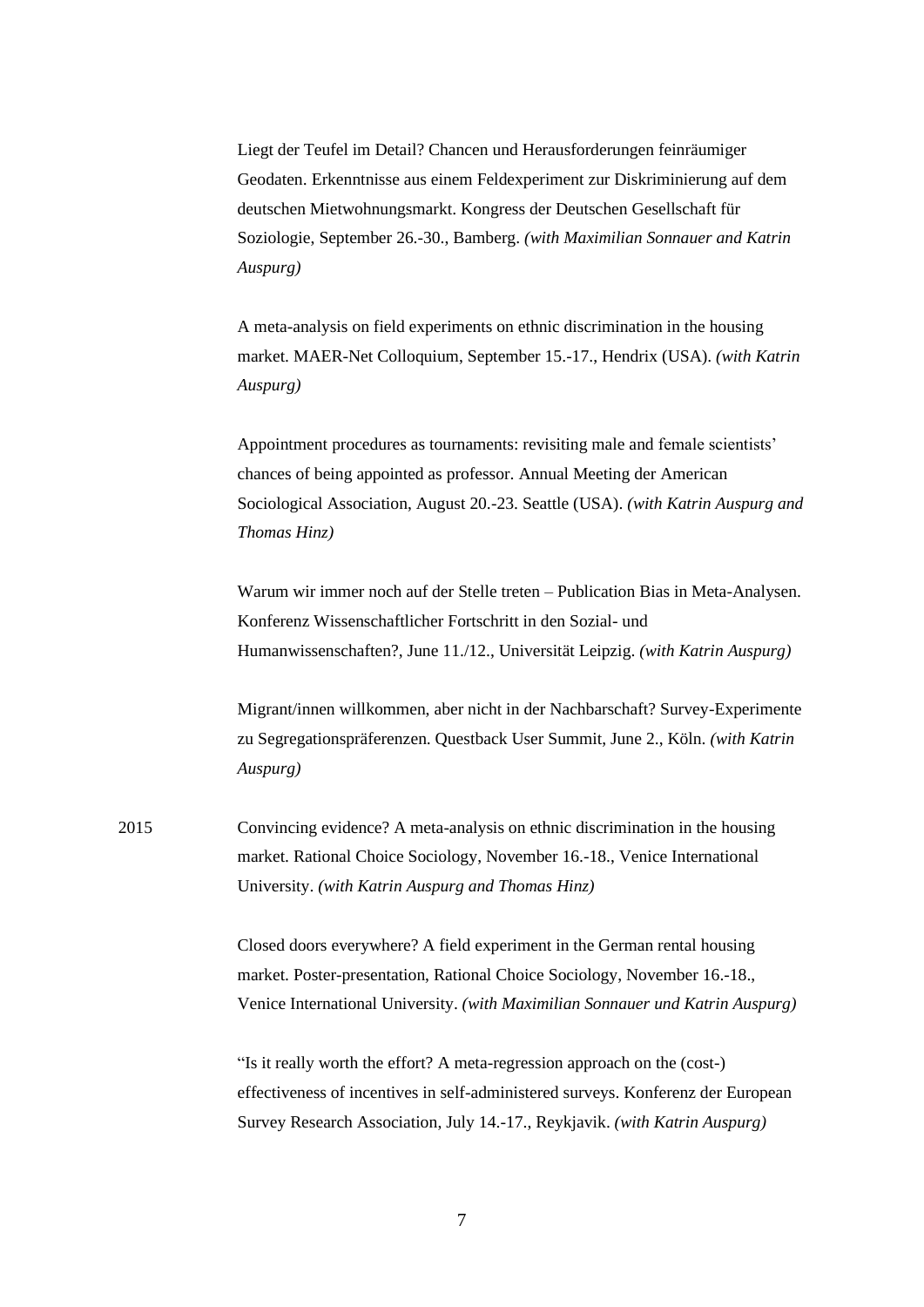Liegt der Teufel im Detail? Chancen und Herausforderungen feinräumiger Geodaten. Erkenntnisse aus einem Feldexperiment zur Diskriminierung auf dem deutschen Mietwohnungsmarkt. Kongress der Deutschen Gesellschaft für Soziologie, September 26.-30., Bamberg. *(with Maximilian Sonnauer and Katrin Auspurg)*

A meta-analysis on field experiments on ethnic discrimination in the housing market. MAER-Net Colloquium, September 15.-17., Hendrix (USA). *(with Katrin Auspurg)*

Appointment procedures as tournaments: revisiting male and female scientists' chances of being appointed as professor. Annual Meeting der American Sociological Association, August 20.-23. Seattle (USA). *(with Katrin Auspurg and Thomas Hinz)*

Warum wir immer noch auf der Stelle treten – Publication Bias in Meta-Analysen. Konferenz Wissenschaftlicher Fortschritt in den Sozial- und Humanwissenschaften?, June 11./12., Universität Leipzig. *(with Katrin Auspurg)*

Migrant/innen willkommen, aber nicht in der Nachbarschaft? Survey-Experimente zu Segregationspräferenzen. Questback User Summit, June 2., Köln. *(with Katrin Auspurg)*

2015

Convincing evidence? A meta-analysis on ethnic discrimination in the housing market. Rational Choice Sociology, November 16.-18., Venice International University. *(with Katrin Auspurg and Thomas Hinz)*

Closed doors everywhere? A field experiment in the German rental housing market. Poster-presentation, Rational Choice Sociology, November 16.-18., Venice International University. *(with Maximilian Sonnauer und Katrin Auspurg)*

"Is it really worth the effort? A meta-regression approach on the (cost-) effectiveness of incentives in self-administered surveys. Konferenz der European Survey Research Association, July 14.-17., Reykjavik. *(with Katrin Auspurg)*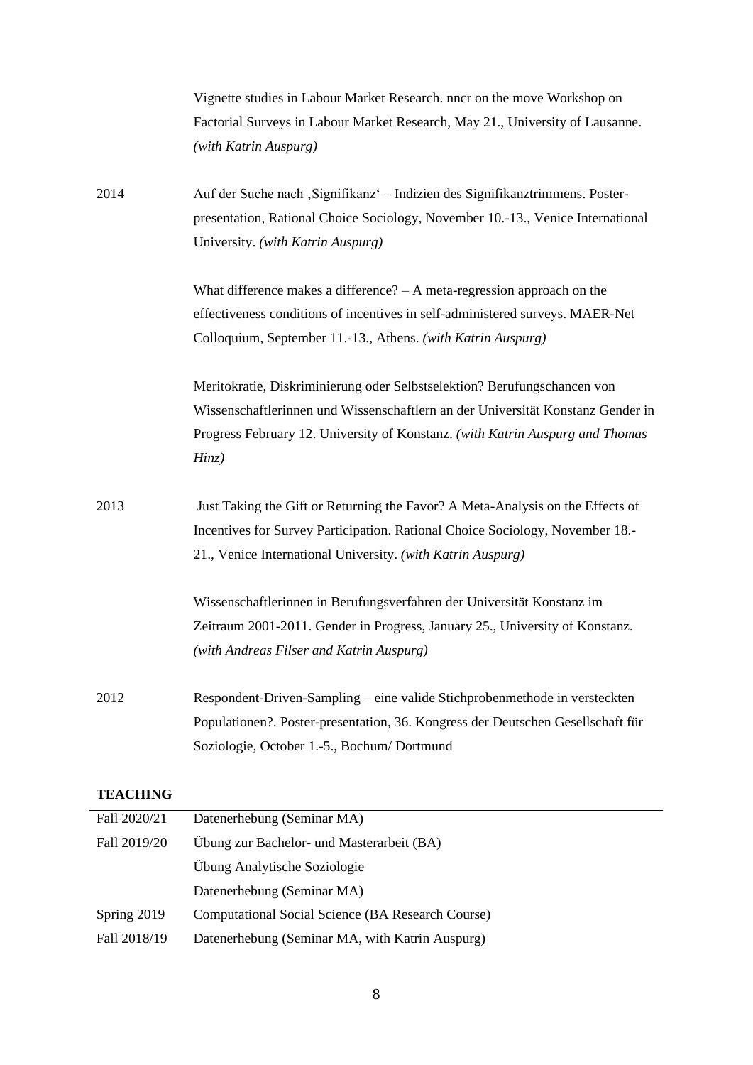| | |
|---|---|
| | Vignette studies in Labour Market Research. nncr on the move Workshop on Factorial Surveys in Labour Market Research, May 21., University of Lausanne. *(with Katrin Auspurg)* |
| 2014 | Auf der Suche nach ‚Signifikanz' – Indizien des Signifikanztrimmens. Poster-presentation, Rational Choice Sociology, November 10.-13., Venice International University. *(with Katrin Auspurg)* |
| | What difference makes a difference? – A meta-regression approach on the effectiveness conditions of incentives in self-administered surveys. MAER-Net Colloquium, September 11.-13., Athens. *(with Katrin Auspurg)* |
| | Meritokratie, Diskriminierung oder Selbstselektion? Berufungschancen von Wissenschaftlerinnen und Wissenschaftlern an der Universität Konstanz Gender in Progress February 12. University of Konstanz. *(with Katrin Auspurg and Thomas Hinz)* |
| 2013 | Just Taking the Gift or Returning the Favor? A Meta-Analysis on the Effects of Incentives for Survey Participation. Rational Choice Sociology, November 18.-21., Venice International University. *(with Katrin Auspurg)* |
| | Wissenschaftlerinnen in Berufungsverfahren der Universität Konstanz im Zeitraum 2001-2011. Gender in Progress, January 25., University of Konstanz. *(with Andreas Filser and Katrin Auspurg)* |
| 2012 | Respondent-Driven-Sampling – eine valide Stichprobenmethode in versteckten Populationen?. Poster-presentation, 36. Kongress der Deutschen Gesellschaft für Soziologie, October 1.-5., Bochum/ Dortmund |

**TEACHING**

| | |
|---|---|
| Fall 2020/21 | Datenerhebung (Seminar MA) |
| Fall 2019/20 | Übung zur Bachelor- und Masterarbeit (BA) |
| | Übung Analytische Soziologie |
| | Datenerhebung (Seminar MA) |
| Spring 2019 | Computational Social Science (BA Research Course) |
| Fall 2018/19 | Datenerhebung (Seminar MA, with Katrin Auspurg) |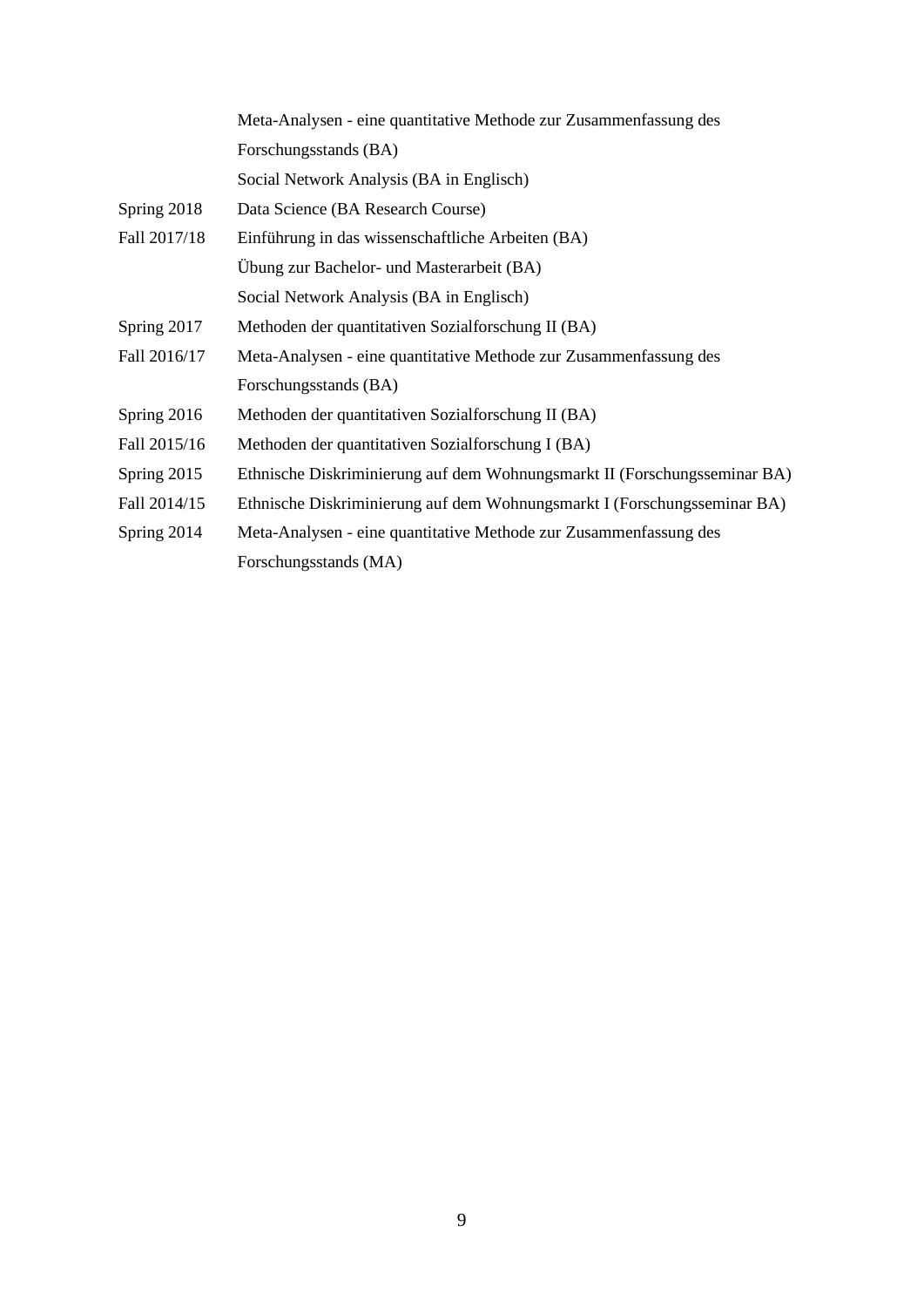| | |
|---|---|
| | Meta-Analysen - eine quantitative Methode zur Zusammenfassung des Forschungsstands (BA) |
| | Social Network Analysis (BA in Englisch) |
| Spring 2018 | Data Science (BA Research Course) |
| Fall 2017/18 | Einführung in das wissenschaftliche Arbeiten (BA) |
| | Übung zur Bachelor- und Masterarbeit (BA) |
| | Social Network Analysis (BA in Englisch) |
| Spring 2017 | Methoden der quantitativen Sozialforschung II (BA) |
| Fall 2016/17 | Meta-Analysen - eine quantitative Methode zur Zusammenfassung des Forschungsstands (BA) |
| Spring 2016 | Methoden der quantitativen Sozialforschung II (BA) |
| Fall 2015/16 | Methoden der quantitativen Sozialforschung I (BA) |
| Spring 2015 | Ethnische Diskriminierung auf dem Wohnungsmarkt II (Forschungsseminar BA) |
| Fall 2014/15 | Ethnische Diskriminierung auf dem Wohnungsmarkt I (Forschungsseminar BA) |
| Spring 2014 | Meta-Analysen - eine quantitative Methode zur Zusammenfassung des Forschungsstands (MA) |